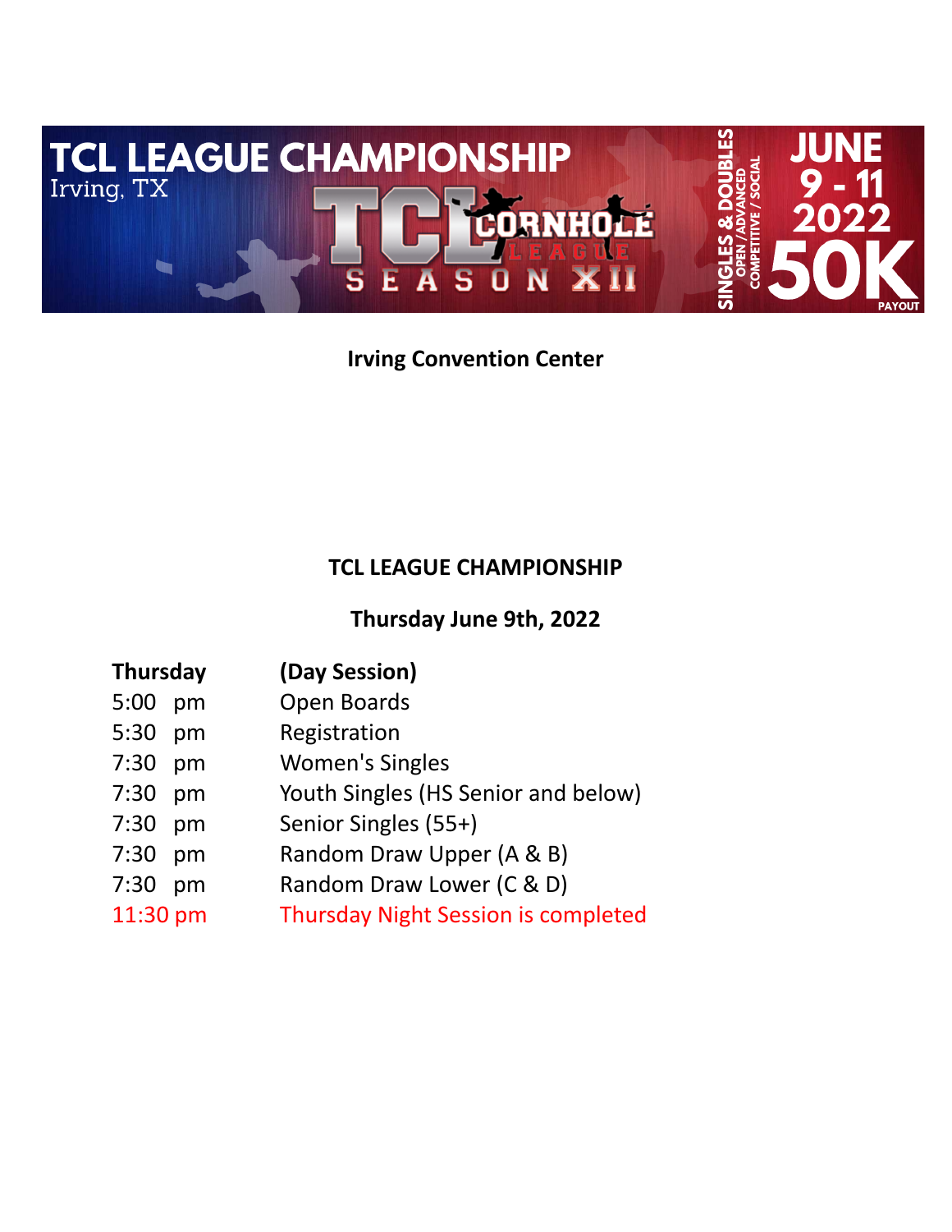# TCL LEAGUE CHAMPIONSHIP

Irving, TX

TCL CORNHOLE LEAGUE SEASON XII

SINGLES & DOUBLES
OPEN / ADVANCED
COMPETITIVE / SOCIAL

JUNE 9 - 11 2022

50K PAYOUT

**Irving Convention Center**

## TCL LEAGUE CHAMPIONSHIP

### Thursday June 9th, 2022

| **Thursday** | **(Day Session)** |
|---|---|
| 5:00 pm | Open Boards |
| 5:30 pm | Registration |
| 7:30 pm | Women's Singles |
| 7:30 pm | Youth Singles (HS Senior and below) |
| 7:30 pm | Senior Singles (55+) |
| 7:30 pm | Random Draw Upper (A & B) |
| 7:30 pm | Random Draw Lower (C & D) |
| 11:30 pm | Thursday Night Session is completed |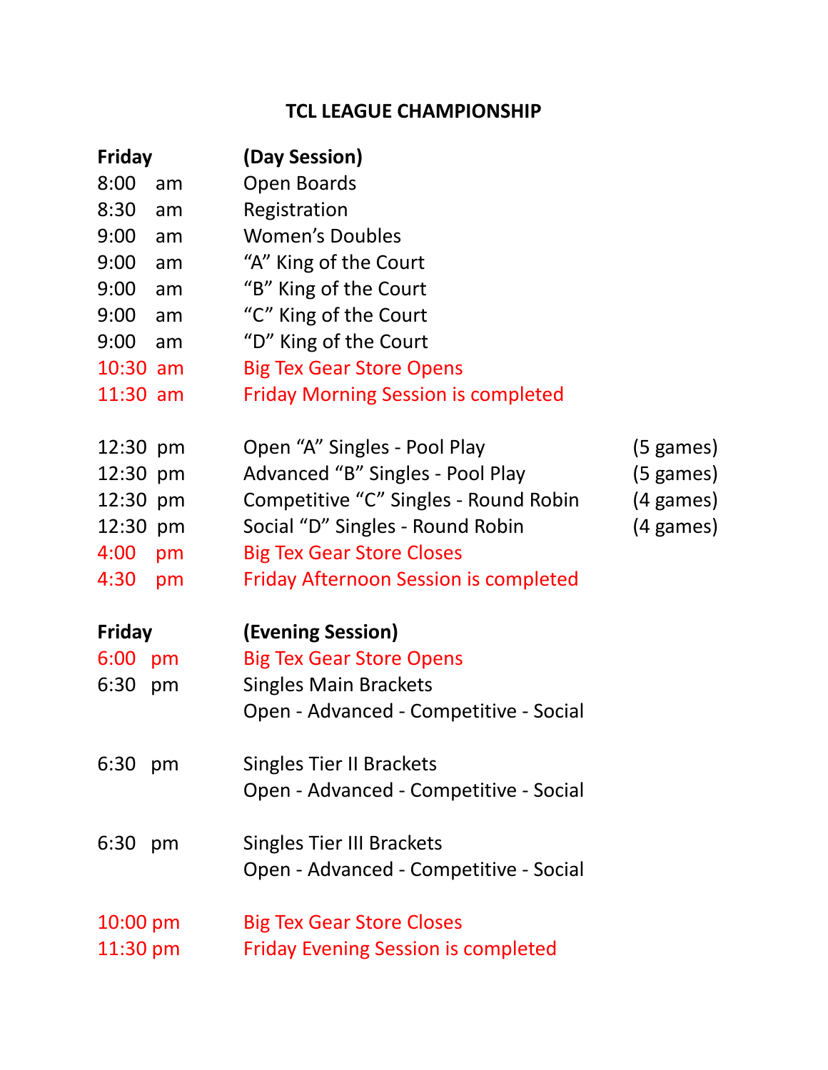# TCL LEAGUE CHAMPIONSHIP

| **Friday** | **(Day Session)** | |
|---|---|---|
| 8:00 am | Open Boards | |
| 8:30 am | Registration | |
| 9:00 am | Women's Doubles | |
| 9:00 am | "A" King of the Court | |
| 9:00 am | "B" King of the Court | |
| 9:00 am | "C" King of the Court | |
| 9:00 am | "D" King of the Court | |
| 10:30 am | Big Tex Gear Store Opens | |
| 11:30 am | Friday Morning Session is completed | |
| | | |
| 12:30 pm | Open "A" Singles - Pool Play | (5 games) |
| 12:30 pm | Advanced "B" Singles - Pool Play | (5 games) |
| 12:30 pm | Competitive "C" Singles - Round Robin | (4 games) |
| 12:30 pm | Social "D" Singles - Round Robin | (4 games) |
| 4:00 pm | Big Tex Gear Store Closes | |
| 4:30 pm | Friday Afternoon Session is completed | |

| **Friday** | **(Evening Session)** |
|---|---|
| 6:00 pm | Big Tex Gear Store Opens |
| 6:30 pm | Singles Main Brackets<br>Open - Advanced - Competitive - Social |
| 6:30 pm | Singles Tier II Brackets<br>Open - Advanced - Competitive - Social |
| 6:30 pm | Singles Tier III Brackets<br>Open - Advanced - Competitive - Social |
| 10:00 pm | Big Tex Gear Store Closes |
| 11:30 pm | Friday Evening Session is completed |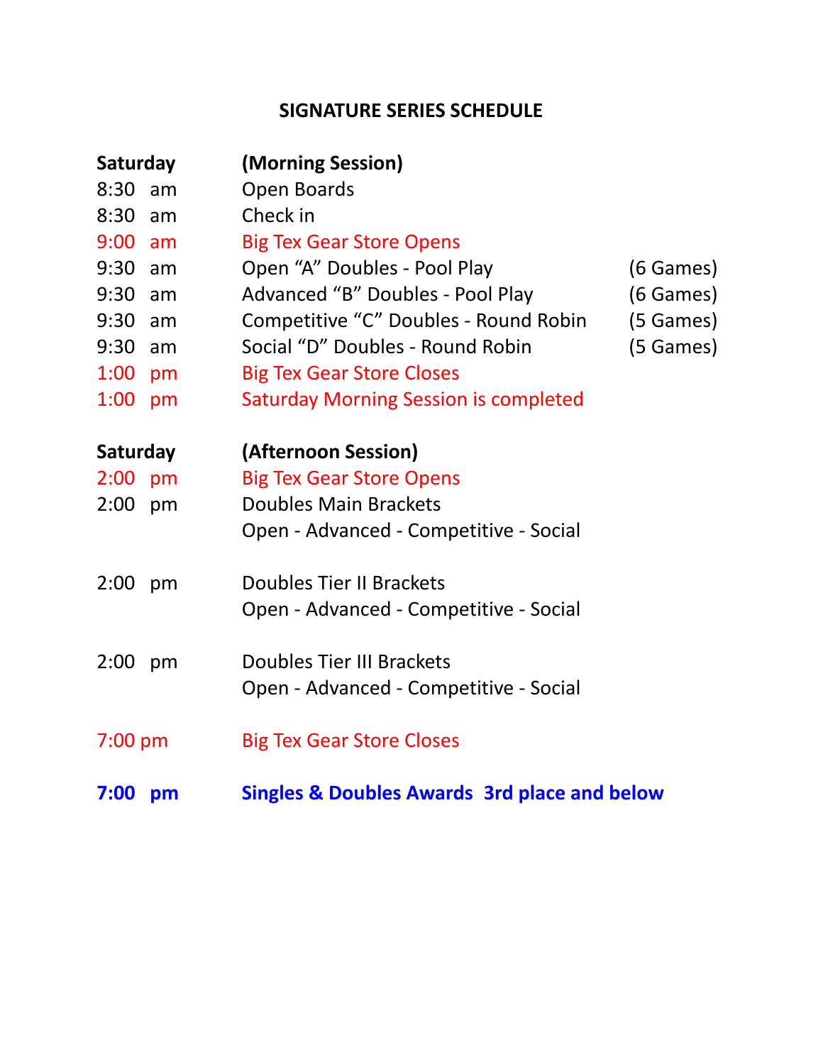# SIGNATURE SERIES SCHEDULE

| **Saturday** | **(Morning Session)** | |
|---|---|---|
| 8:30 am | Open Boards | |
| 8:30 am | Check in | |
| 9:00 am | Big Tex Gear Store Opens | |
| 9:30 am | Open "A" Doubles - Pool Play | (6 Games) |
| 9:30 am | Advanced "B" Doubles - Pool Play | (6 Games) |
| 9:30 am | Competitive "C" Doubles - Round Robin | (5 Games) |
| 9:30 am | Social "D" Doubles - Round Robin | (5 Games) |
| 1:00 pm | Big Tex Gear Store Closes | |
| 1:00 pm | Saturday Morning Session is completed | |

| **Saturday** | **(Afternoon Session)** |
|---|---|
| 2:00 pm | Big Tex Gear Store Opens |
| 2:00 pm | Doubles Main Brackets<br>Open - Advanced - Competitive - Social |
| 2:00 pm | Doubles Tier II Brackets<br>Open - Advanced - Competitive - Social |
| 2:00 pm | Doubles Tier III Brackets<br>Open - Advanced - Competitive - Social |
| 7:00 pm | Big Tex Gear Store Closes |
| **7:00 pm** | **Singles & Doubles Awards 3rd place and below** |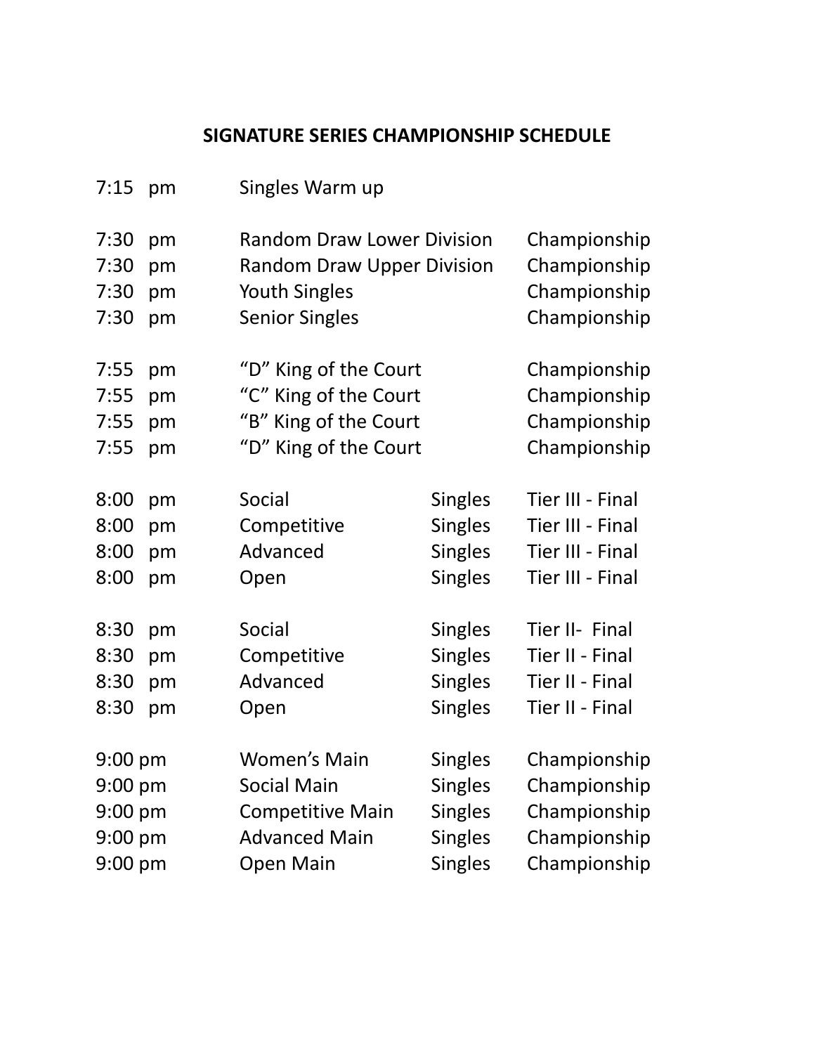## SIGNATURE SERIES CHAMPIONSHIP SCHEDULE

| Time | Event | | Round |
|---|---|---|---|
| 7:15 pm | Singles Warm up | | |
| 7:30 pm | Random Draw Lower Division | | Championship |
| 7:30 pm | Random Draw Upper Division | | Championship |
| 7:30 pm | Youth Singles | | Championship |
| 7:30 pm | Senior Singles | | Championship |
| 7:55 pm | “D” King of the Court | | Championship |
| 7:55 pm | “C” King of the Court | | Championship |
| 7:55 pm | “B” King of the Court | | Championship |
| 7:55 pm | “D” King of the Court | | Championship |
| 8:00 pm | Social | Singles | Tier III - Final |
| 8:00 pm | Competitive | Singles | Tier III - Final |
| 8:00 pm | Advanced | Singles | Tier III - Final |
| 8:00 pm | Open | Singles | Tier III - Final |
| 8:30 pm | Social | Singles | Tier II- Final |
| 8:30 pm | Competitive | Singles | Tier II - Final |
| 8:30 pm | Advanced | Singles | Tier II - Final |
| 8:30 pm | Open | Singles | Tier II - Final |
| 9:00 pm | Women’s Main | Singles | Championship |
| 9:00 pm | Social Main | Singles | Championship |
| 9:00 pm | Competitive Main | Singles | Championship |
| 9:00 pm | Advanced Main | Singles | Championship |
| 9:00 pm | Open Main | Singles | Championship |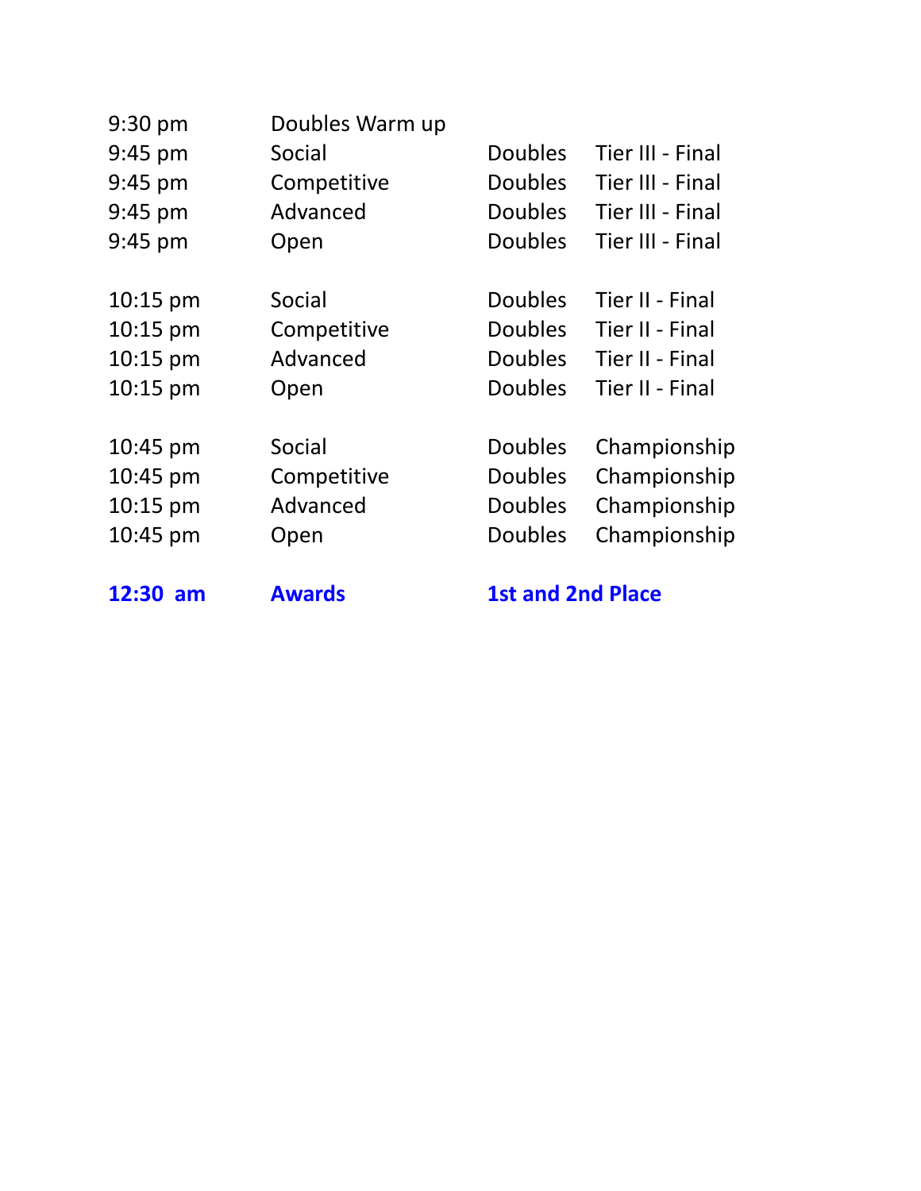| | | | |
|---|---|---|---|
| 9:30 pm | Doubles Warm up | | |
| 9:45 pm | Social | Doubles | Tier III - Final |
| 9:45 pm | Competitive | Doubles | Tier III - Final |
| 9:45 pm | Advanced | Doubles | Tier III - Final |
| 9:45 pm | Open | Doubles | Tier III - Final |
| | | | |
| 10:15 pm | Social | Doubles | Tier II - Final |
| 10:15 pm | Competitive | Doubles | Tier II - Final |
| 10:15 pm | Advanced | Doubles | Tier II - Final |
| 10:15 pm | Open | Doubles | Tier II - Final |
| | | | |
| 10:45 pm | Social | Doubles | Championship |
| 10:45 pm | Competitive | Doubles | Championship |
| 10:15 pm | Advanced | Doubles | Championship |
| 10:45 pm | Open | Doubles | Championship |
| | | | |
| **12:30 am** | **Awards** | **1st and 2nd Place** | |